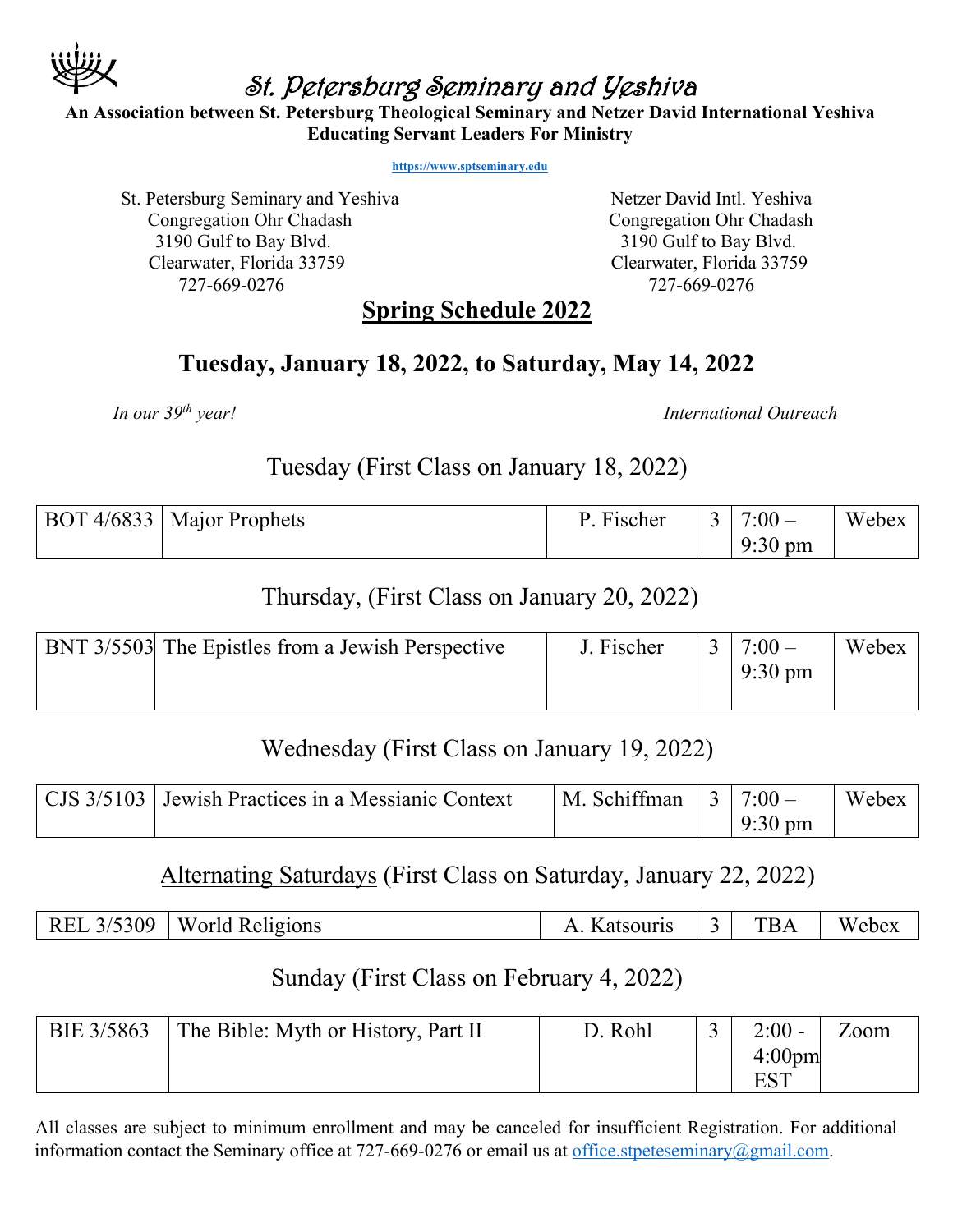# St. Petersburg Seminary and Yeshiva

**An Association between St. Petersburg Theological Seminary and Netzer David International Yeshiva**
**Educating Servant Leaders For Ministry**

**https://www.sptseminary.edu**

St. Petersburg Seminary and Yeshiva
Congregation Ohr Chadash
3190 Gulf to Bay Blvd.
Clearwater, Florida 33759
727-669-0276

Netzer David Intl. Yeshiva
Congregation Ohr Chadash
3190 Gulf to Bay Blvd.
Clearwater, Florida 33759
727-669-0276

## Spring Schedule 2022

## Tuesday, January 18, 2022, to Saturday, May 14, 2022

*In our 39th year!*

*International Outreach*

### Tuesday (First Class on January 18, 2022)

| BOT 4/6833 | Major Prophets | P. Fischer | 3 | 7:00 – 9:30 pm | Webex |
|---|---|---|---|---|---|

### Thursday, (First Class on January 20, 2022)

| BNT 3/5503 | The Epistles from a Jewish Perspective | J. Fischer | 3 | 7:00 – 9:30 pm | Webex |
|---|---|---|---|---|---|

### Wednesday (First Class on January 19, 2022)

| CJS 3/5103 | Jewish Practices in a Messianic Context | M. Schiffman | 3 | 7:00 – 9:30 pm | Webex |
|---|---|---|---|---|---|

### Alternating Saturdays (First Class on Saturday, January 22, 2022)

| REL 3/5309 | World Religions | A. Katsouris | 3 | TBA | Webex |
|---|---|---|---|---|---|

### Sunday (First Class on February 4, 2022)

| BIE 3/5863 | The Bible: Myth or History, Part II | D. Rohl | 3 | 2:00 - 4:00pm EST | Zoom |
|---|---|---|---|---|---|

All classes are subject to minimum enrollment and may be canceled for insufficient Registration. For additional information contact the Seminary office at 727-669-0276 or email us at office.stpeteseminary@gmail.com.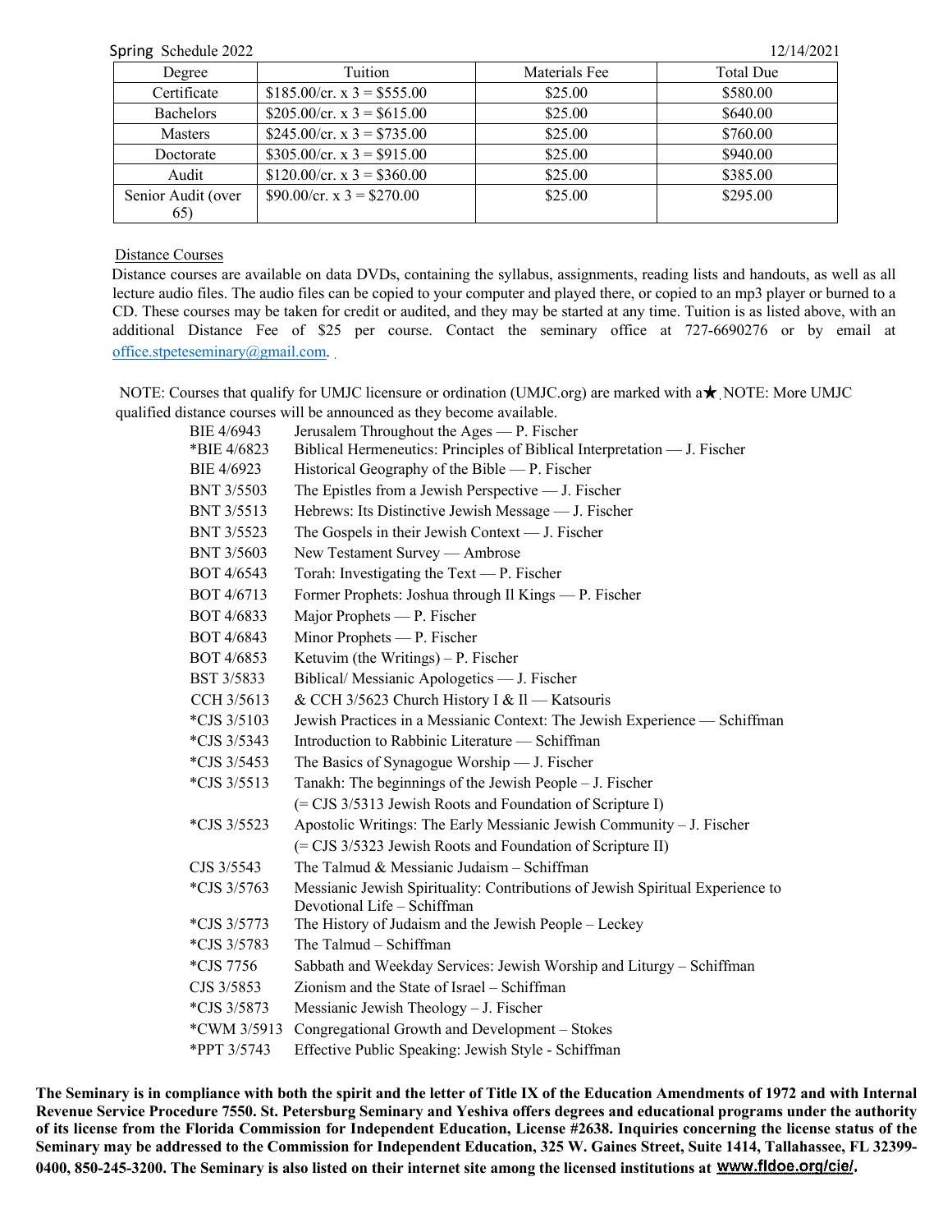Spring Schedule 2022 12/14/2021

| Degree | Tuition | Materials Fee | Total Due |
|---|---|---|---|
| Certificate | $185.00/cr. x 3 = $555.00 | $25.00 | $580.00 |
| Bachelors | $205.00/cr. x 3 = $615.00 | $25.00 | $640.00 |
| Masters | $245.00/cr. x 3 = $735.00 | $25.00 | $760.00 |
| Doctorate | $305.00/cr. x 3 = $915.00 | $25.00 | $940.00 |
| Audit | $120.00/cr. x 3 = $360.00 | $25.00 | $385.00 |
| Senior Audit (over 65) | $90.00/cr. x 3 = $270.00 | $25.00 | $295.00 |

Distance Courses

Distance courses are available on data DVDs, containing the syllabus, assignments, reading lists and handouts, as well as all lecture audio files. The audio files can be copied to your computer and played there, or copied to an mp3 player or burned to a CD. These courses may be taken for credit or audited, and they may be started at any time. Tuition is as listed above, with an additional Distance Fee of $25 per course. Contact the seminary office at 727-6690276 or by email at office.stpeteseminary@gmail.com.

NOTE: Courses that qualify for UMJC licensure or ordination (UMJC.org) are marked with a ★. NOTE: More UMJC qualified distance courses will be announced as they become available.

BIE 4/6943 Jerusalem Throughout the Ages — P. Fischer
*BIE 4/6823 Biblical Hermeneutics: Principles of Biblical Interpretation — J. Fischer
BIE 4/6923 Historical Geography of the Bible — P. Fischer
BNT 3/5503 The Epistles from a Jewish Perspective — J. Fischer
BNT 3/5513 Hebrews: Its Distinctive Jewish Message — J. Fischer
BNT 3/5523 The Gospels in their Jewish Context — J. Fischer
BNT 3/5603 New Testament Survey — Ambrose
BOT 4/6543 Torah: Investigating the Text — P. Fischer
BOT 4/6713 Former Prophets: Joshua through II Kings — P. Fischer
BOT 4/6833 Major Prophets — P. Fischer
BOT 4/6843 Minor Prophets — P. Fischer
BOT 4/6853 Ketuvim (the Writings) – P. Fischer
BST 3/5833 Biblical/ Messianic Apologetics — J. Fischer
CCH 3/5613 & CCH 3/5623 Church History I & II — Katsouris
*CJS 3/5103 Jewish Practices in a Messianic Context: The Jewish Experience — Schiffman
*CJS 3/5343 Introduction to Rabbinic Literature — Schiffman
*CJS 3/5453 The Basics of Synagogue Worship — J. Fischer
*CJS 3/5513 Tanakh: The beginnings of the Jewish People – J. Fischer
(= CJS 3/5313 Jewish Roots and Foundation of Scripture I)
*CJS 3/5523 Apostolic Writings: The Early Messianic Jewish Community – J. Fischer
(= CJS 3/5323 Jewish Roots and Foundation of Scripture II)
CJS 3/5543 The Talmud & Messianic Judaism – Schiffman
*CJS 3/5763 Messianic Jewish Spirituality: Contributions of Jewish Spiritual Experience to Devotional Life – Schiffman
*CJS 3/5773 The History of Judaism and the Jewish People – Leckey
*CJS 3/5783 The Talmud – Schiffman
*CJS 7756 Sabbath and Weekday Services: Jewish Worship and Liturgy – Schiffman
CJS 3/5853 Zionism and the State of Israel – Schiffman
*CJS 3/5873 Messianic Jewish Theology – J. Fischer
*CWM 3/5913 Congregational Growth and Development – Stokes
*PPT 3/5743 Effective Public Speaking: Jewish Style - Schiffman

**The Seminary is in compliance with both the spirit and the letter of Title IX of the Education Amendments of 1972 and with Internal Revenue Service Procedure 7550. St. Petersburg Seminary and Yeshiva offers degrees and educational programs under the authority of its license from the Florida Commission for Independent Education, License #2638. Inquiries concerning the license status of the Seminary may be addressed to the Commission for Independent Education, 325 W. Gaines Street, Suite 1414, Tallahassee, FL 32399-0400, 850-245-3200. The Seminary is also listed on their internet site among the licensed institutions at www.fldoe.org/cie/.**